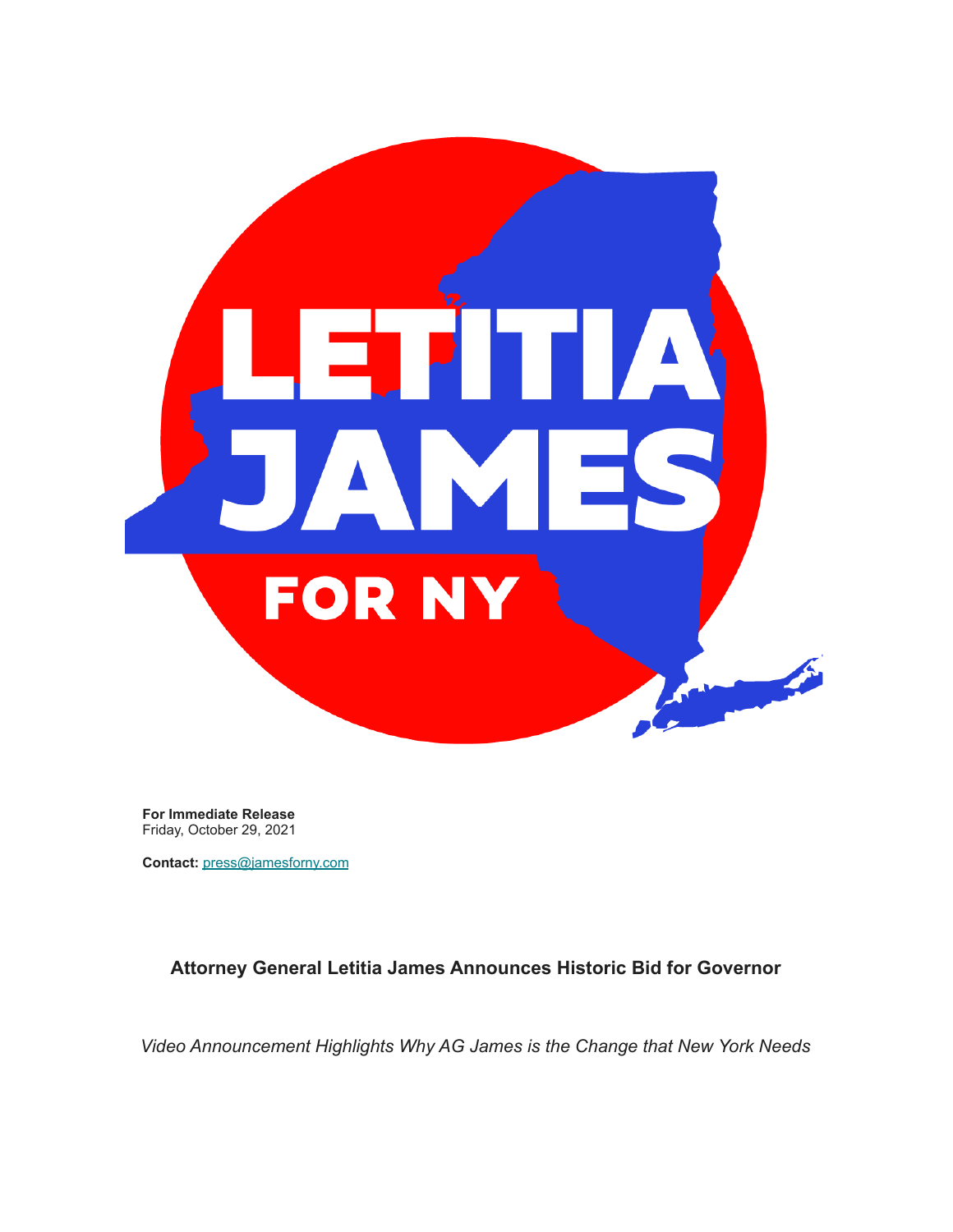LETITIA JAMES FOR NY

**For Immediate Release**
Friday, October 29, 2021

**Contact:** press@jamesforny.com

**Attorney General Letitia James Announces Historic Bid for Governor**

*Video Announcement Highlights Why AG James is the Change that New York Needs*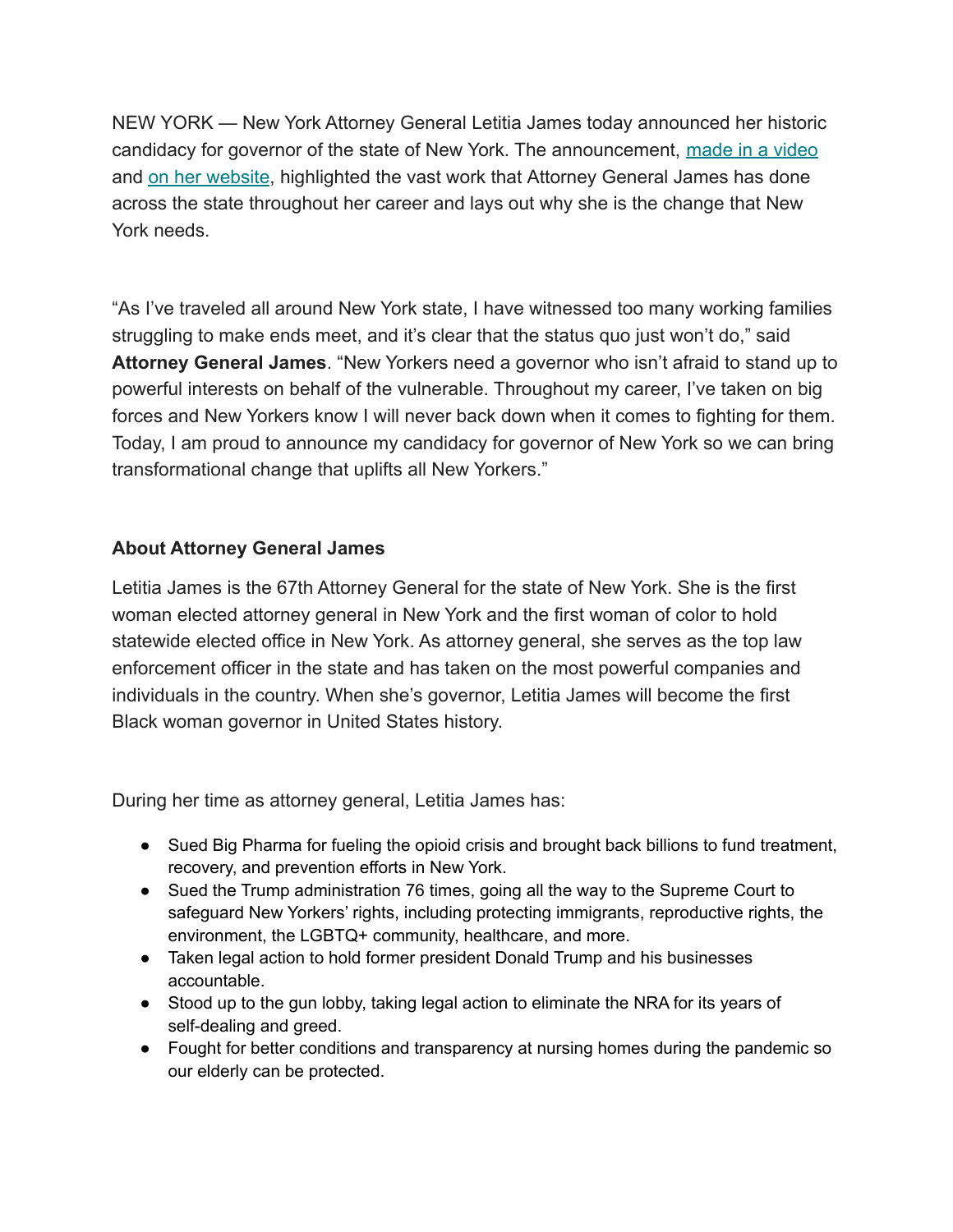NEW YORK — New York Attorney General Letitia James today announced her historic candidacy for governor of the state of New York. The announcement, [made in a video](#) and [on her website](#), highlighted the vast work that Attorney General James has done across the state throughout her career and lays out why she is the change that New York needs.

"As I've traveled all around New York state, I have witnessed too many working families struggling to make ends meet, and it's clear that the status quo just won't do," said **Attorney General James**. "New Yorkers need a governor who isn't afraid to stand up to powerful interests on behalf of the vulnerable. Throughout my career, I've taken on big forces and New Yorkers know I will never back down when it comes to fighting for them. Today, I am proud to announce my candidacy for governor of New York so we can bring transformational change that uplifts all New Yorkers."

**About Attorney General James**

Letitia James is the 67th Attorney General for the state of New York. She is the first woman elected attorney general in New York and the first woman of color to hold statewide elected office in New York. As attorney general, she serves as the top law enforcement officer in the state and has taken on the most powerful companies and individuals in the country. When she's governor, Letitia James will become the first Black woman governor in United States history.

During her time as attorney general, Letitia James has:

- Sued Big Pharma for fueling the opioid crisis and brought back billions to fund treatment, recovery, and prevention efforts in New York.
- Sued the Trump administration 76 times, going all the way to the Supreme Court to safeguard New Yorkers' rights, including protecting immigrants, reproductive rights, the environment, the LGBTQ+ community, healthcare, and more.
- Taken legal action to hold former president Donald Trump and his businesses accountable.
- Stood up to the gun lobby, taking legal action to eliminate the NRA for its years of self-dealing and greed.
- Fought for better conditions and transparency at nursing homes during the pandemic so our elderly can be protected.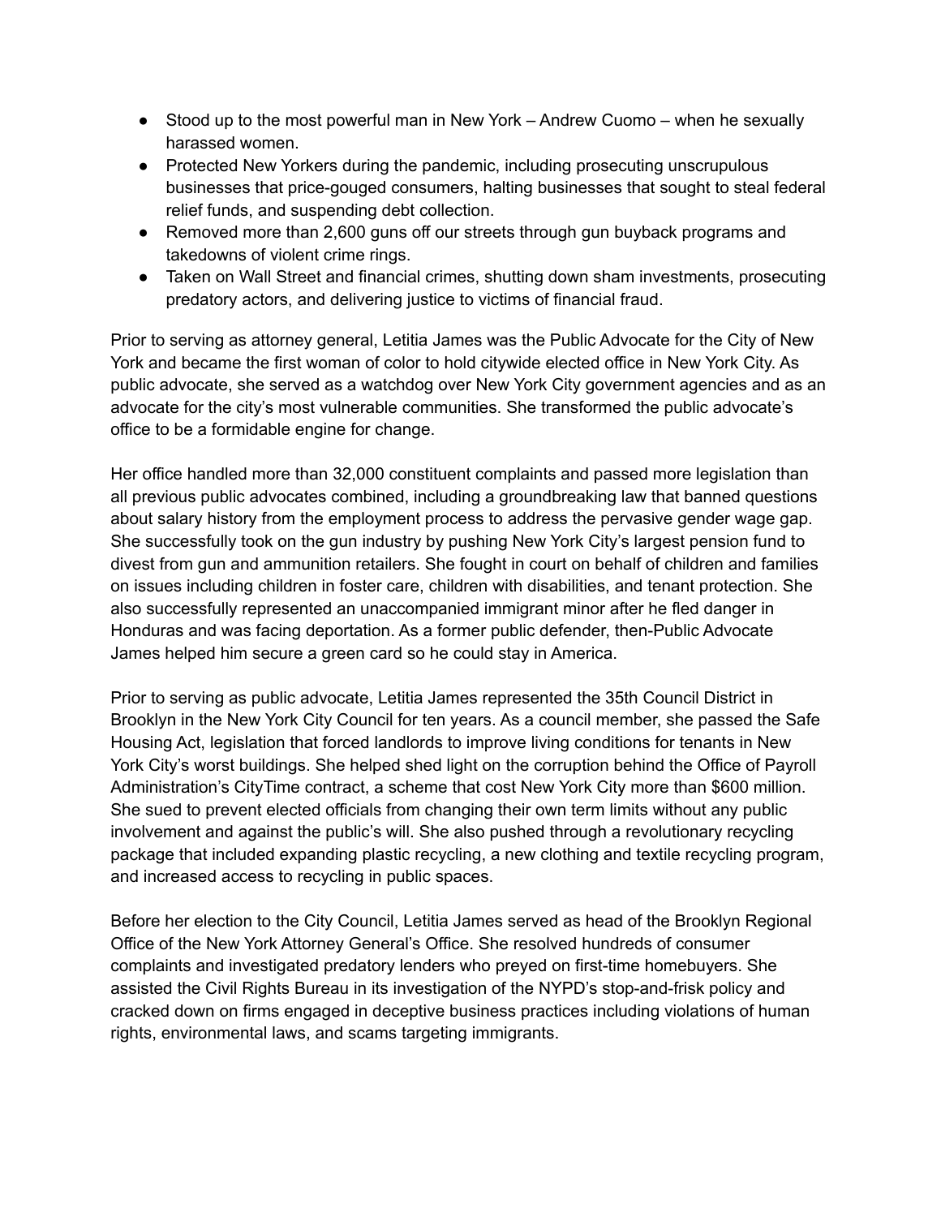- Stood up to the most powerful man in New York – Andrew Cuomo – when he sexually harassed women.
- Protected New Yorkers during the pandemic, including prosecuting unscrupulous businesses that price-gouged consumers, halting businesses that sought to steal federal relief funds, and suspending debt collection.
- Removed more than 2,600 guns off our streets through gun buyback programs and takedowns of violent crime rings.
- Taken on Wall Street and financial crimes, shutting down sham investments, prosecuting predatory actors, and delivering justice to victims of financial fraud.

Prior to serving as attorney general, Letitia James was the Public Advocate for the City of New York and became the first woman of color to hold citywide elected office in New York City. As public advocate, she served as a watchdog over New York City government agencies and as an advocate for the city's most vulnerable communities. She transformed the public advocate's office to be a formidable engine for change.

Her office handled more than 32,000 constituent complaints and passed more legislation than all previous public advocates combined, including a groundbreaking law that banned questions about salary history from the employment process to address the pervasive gender wage gap. She successfully took on the gun industry by pushing New York City's largest pension fund to divest from gun and ammunition retailers. She fought in court on behalf of children and families on issues including children in foster care, children with disabilities, and tenant protection. She also successfully represented an unaccompanied immigrant minor after he fled danger in Honduras and was facing deportation. As a former public defender, then-Public Advocate James helped him secure a green card so he could stay in America.

Prior to serving as public advocate, Letitia James represented the 35th Council District in Brooklyn in the New York City Council for ten years. As a council member, she passed the Safe Housing Act, legislation that forced landlords to improve living conditions for tenants in New York City's worst buildings. She helped shed light on the corruption behind the Office of Payroll Administration's CityTime contract, a scheme that cost New York City more than $600 million. She sued to prevent elected officials from changing their own term limits without any public involvement and against the public's will. She also pushed through a revolutionary recycling package that included expanding plastic recycling, a new clothing and textile recycling program, and increased access to recycling in public spaces.

Before her election to the City Council, Letitia James served as head of the Brooklyn Regional Office of the New York Attorney General's Office. She resolved hundreds of consumer complaints and investigated predatory lenders who preyed on first-time homebuyers. She assisted the Civil Rights Bureau in its investigation of the NYPD's stop-and-frisk policy and cracked down on firms engaged in deceptive business practices including violations of human rights, environmental laws, and scams targeting immigrants.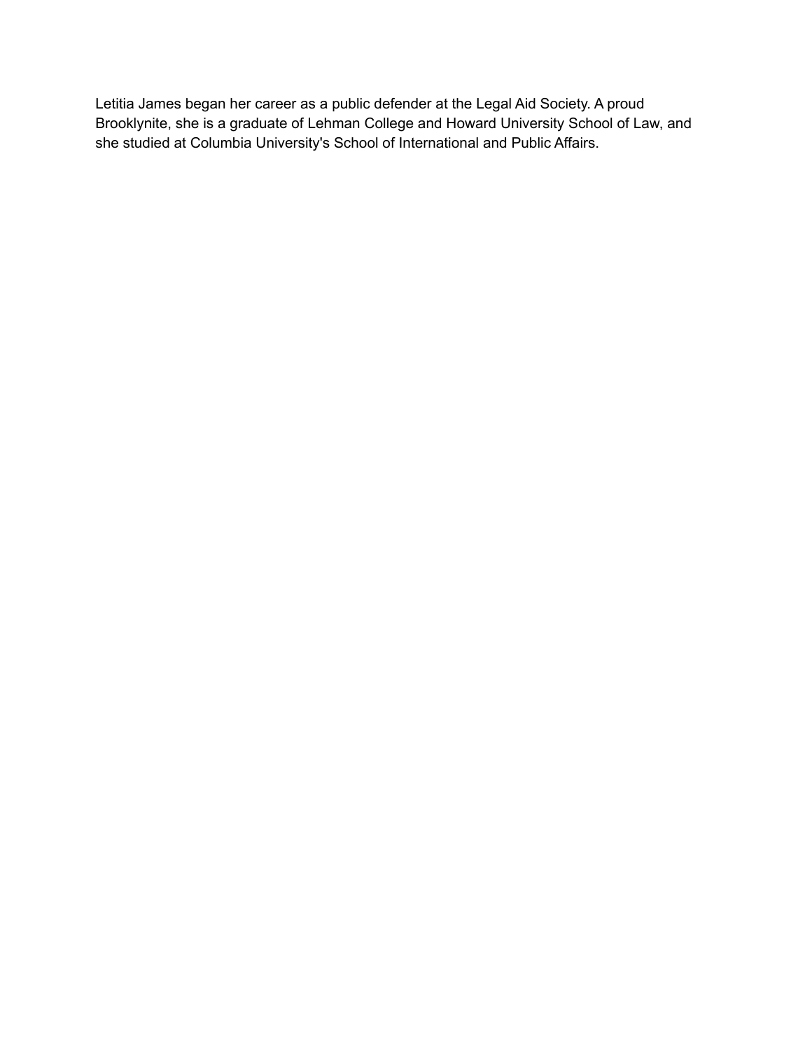Letitia James began her career as a public defender at the Legal Aid Society. A proud Brooklynite, she is a graduate of Lehman College and Howard University School of Law, and she studied at Columbia University's School of International and Public Affairs.